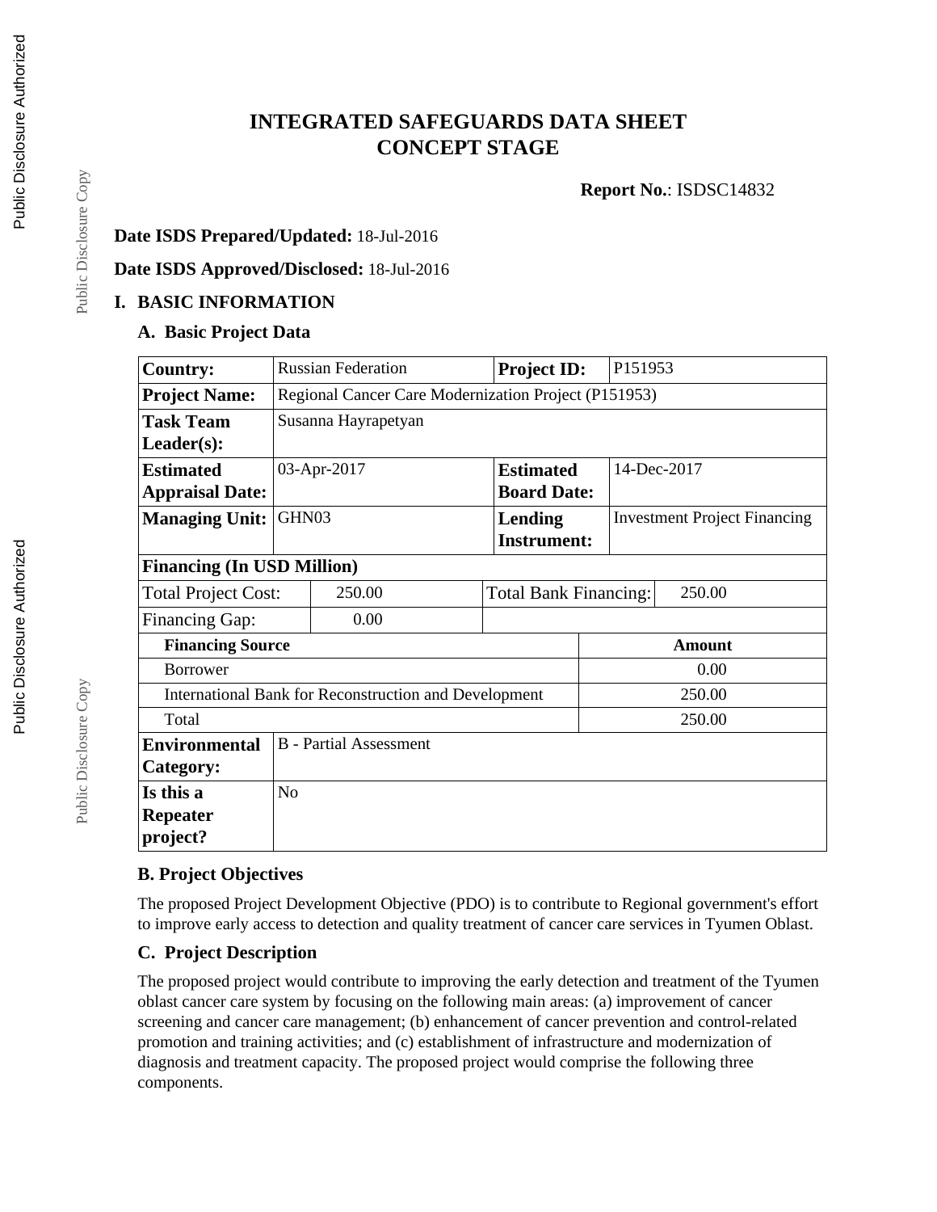# INTEGRATED SAFEGUARDS DATA SHEET
# CONCEPT STAGE

**Report No.**: ISDSC14832

**Date ISDS Prepared/Updated:** 18-Jul-2016

**Date ISDS Approved/Disclosed:** 18-Jul-2016

## I. BASIC INFORMATION

### A. Basic Project Data

| **Country:** | Russian Federation | **Project ID:** | P151953 |
|---|---|---|---|
| **Project Name:** | Regional Cancer Care Modernization Project (P151953) | | |
| **Task Team Leader(s):** | Susanna Hayrapetyan | | |
| **Estimated Appraisal Date:** | 03-Apr-2017 | **Estimated Board Date:** | 14-Dec-2017 |
| **Managing Unit:** | GHN03 | **Lending Instrument:** | Investment Project Financing |

| **Financing (In USD Million)** | | | |
|---|---|---|---|
| Total Project Cost: | 250.00 | Total Bank Financing: | 250.00 |
| Financing Gap: | 0.00 | | |

| **Financing Source** | **Amount** |
|---|---|
| Borrower | 0.00 |
| International Bank for Reconstruction and Development | 250.00 |
| Total | 250.00 |

| | |
|---|---|
| **Environmental Category:** | B - Partial Assessment |
| **Is this a Repeater project?** | No |

### B. Project Objectives

The proposed Project Development Objective (PDO) is to contribute to Regional government's effort to improve early access to detection and quality treatment of cancer care services in Tyumen Oblast.

### C. Project Description

The proposed project would contribute to improving the early detection and treatment of the Tyumen oblast cancer care system by focusing on the following main areas: (a) improvement of cancer screening and cancer care management; (b) enhancement of cancer prevention and control-related promotion and training activities; and (c) establishment of infrastructure and modernization of diagnosis and treatment capacity. The proposed project would comprise the following three components.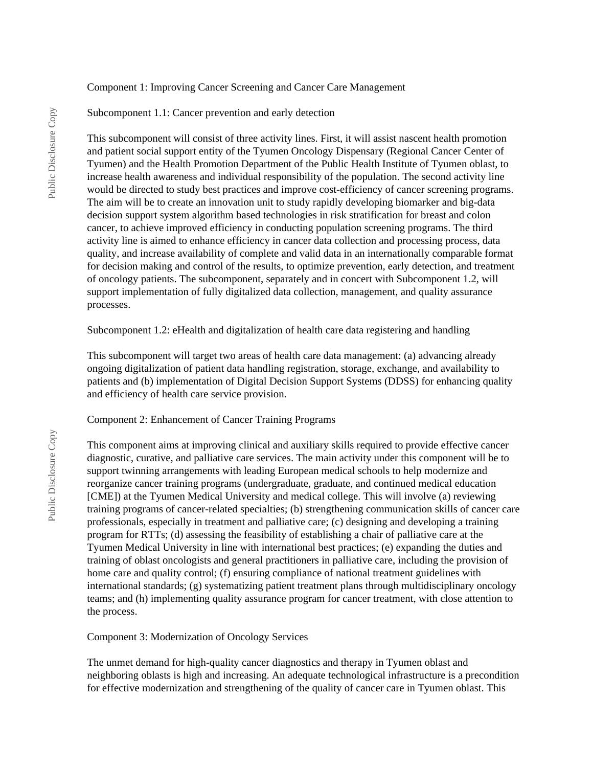## Component 1: Improving Cancer Screening and Cancer Care Management

### Subcomponent 1.1: Cancer prevention and early detection

This subcomponent will consist of three activity lines. First, it will assist nascent health promotion and patient social support entity of the Tyumen Oncology Dispensary (Regional Cancer Center of Tyumen) and the Health Promotion Department of the Public Health Institute of Tyumen oblast, to increase health awareness and individual responsibility of the population. The second activity line would be directed to study best practices and improve cost-efficiency of cancer screening programs. The aim will be to create an innovation unit to study rapidly developing biomarker and big-data decision support system algorithm based technologies in risk stratification for breast and colon cancer, to achieve improved efficiency in conducting population screening programs. The third activity line is aimed to enhance efficiency in cancer data collection and processing process, data quality, and increase availability of complete and valid data in an internationally comparable format for decision making and control of the results, to optimize prevention, early detection, and treatment of oncology patients. The subcomponent, separately and in concert with Subcomponent 1.2, will support implementation of fully digitalized data collection, management, and quality assurance processes.

### Subcomponent 1.2: eHealth and digitalization of health care data registering and handling

This subcomponent will target two areas of health care data management: (a) advancing already ongoing digitalization of patient data handling registration, storage, exchange, and availability to patients and (b) implementation of Digital Decision Support Systems (DDSS) for enhancing quality and efficiency of health care service provision.

## Component 2: Enhancement of Cancer Training Programs

This component aims at improving clinical and auxiliary skills required to provide effective cancer diagnostic, curative, and palliative care services. The main activity under this component will be to support twinning arrangements with leading European medical schools to help modernize and reorganize cancer training programs (undergraduate, graduate, and continued medical education [CME]) at the Tyumen Medical University and medical college. This will involve (a) reviewing training programs of cancer-related specialties; (b) strengthening communication skills of cancer care professionals, especially in treatment and palliative care; (c) designing and developing a training program for RTTs; (d) assessing the feasibility of establishing a chair of palliative care at the Tyumen Medical University in line with international best practices; (e) expanding the duties and training of oblast oncologists and general practitioners in palliative care, including the provision of home care and quality control; (f) ensuring compliance of national treatment guidelines with international standards; (g) systematizing patient treatment plans through multidisciplinary oncology teams; and (h) implementing quality assurance program for cancer treatment, with close attention to the process.

## Component 3: Modernization of Oncology Services

The unmet demand for high-quality cancer diagnostics and therapy in Tyumen oblast and neighboring oblasts is high and increasing. An adequate technological infrastructure is a precondition for effective modernization and strengthening of the quality of cancer care in Tyumen oblast. This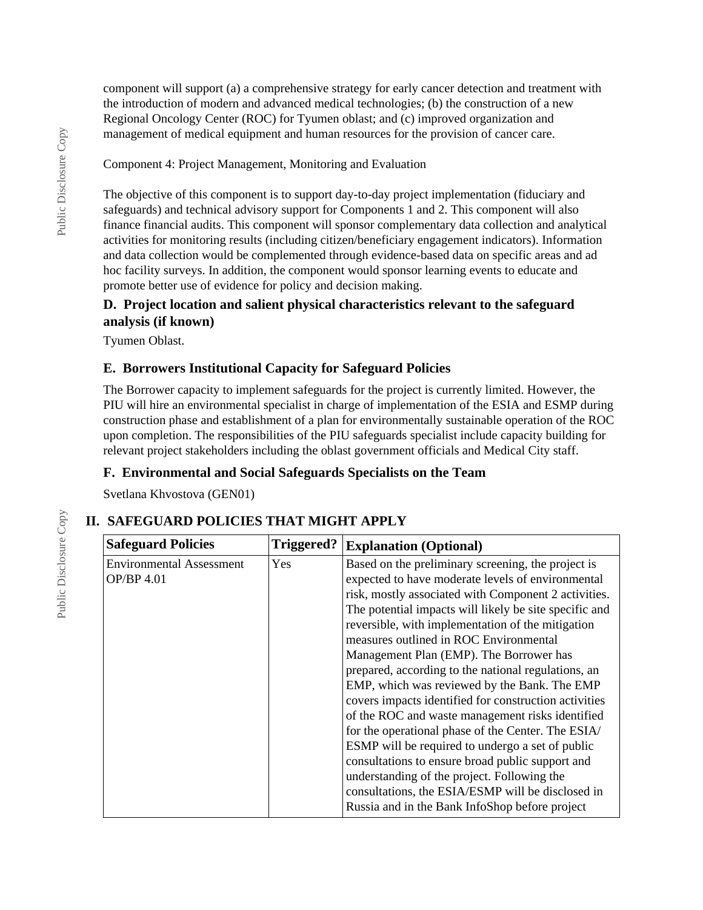component will support (a) a comprehensive strategy for early cancer detection and treatment with the introduction of modern and advanced medical technologies; (b) the construction of a new Regional Oncology Center (ROC) for Tyumen oblast; and (c) improved organization and management of medical equipment and human resources for the provision of cancer care.

Component 4: Project Management, Monitoring and Evaluation

The objective of this component is to support day-to-day project implementation (fiduciary and safeguards) and technical advisory support for Components 1 and 2. This component will also finance financial audits. This component will sponsor complementary data collection and analytical activities for monitoring results (including citizen/beneficiary engagement indicators). Information and data collection would be complemented through evidence-based data on specific areas and ad hoc facility surveys. In addition, the component would sponsor learning events to educate and promote better use of evidence for policy and decision making.

### D. Project location and salient physical characteristics relevant to the safeguard analysis (if known)

Tyumen Oblast.

### E. Borrowers Institutional Capacity for Safeguard Policies

The Borrower capacity to implement safeguards for the project is currently limited. However, the PIU will hire an environmental specialist in charge of implementation of the ESIA and ESMP during construction phase and establishment of a plan for environmentally sustainable operation of the ROC upon completion. The responsibilities of the PIU safeguards specialist include capacity building for relevant project stakeholders including the oblast government officials and Medical City staff.

### F. Environmental and Social Safeguards Specialists on the Team

Svetlana Khvostova (GEN01)

## II. SAFEGUARD POLICIES THAT MIGHT APPLY

| Safeguard Policies | Triggered? | Explanation (Optional) |
| --- | --- | --- |
| Environmental Assessment OP/BP 4.01 | Yes | Based on the preliminary screening, the project is expected to have moderate levels of environmental risk, mostly associated with Component 2 activities. The potential impacts will likely be site specific and reversible, with implementation of the mitigation measures outlined in ROC Environmental Management Plan (EMP). The Borrower has prepared, according to the national regulations, an EMP, which was reviewed by the Bank. The EMP covers impacts identified for construction activities of the ROC and waste management risks identified for the operational phase of the Center. The ESIA/ ESMP will be required to undergo a set of public consultations to ensure broad public support and understanding of the project. Following the consultations, the ESIA/ESMP will be disclosed in Russia and in the Bank InfoShop before project |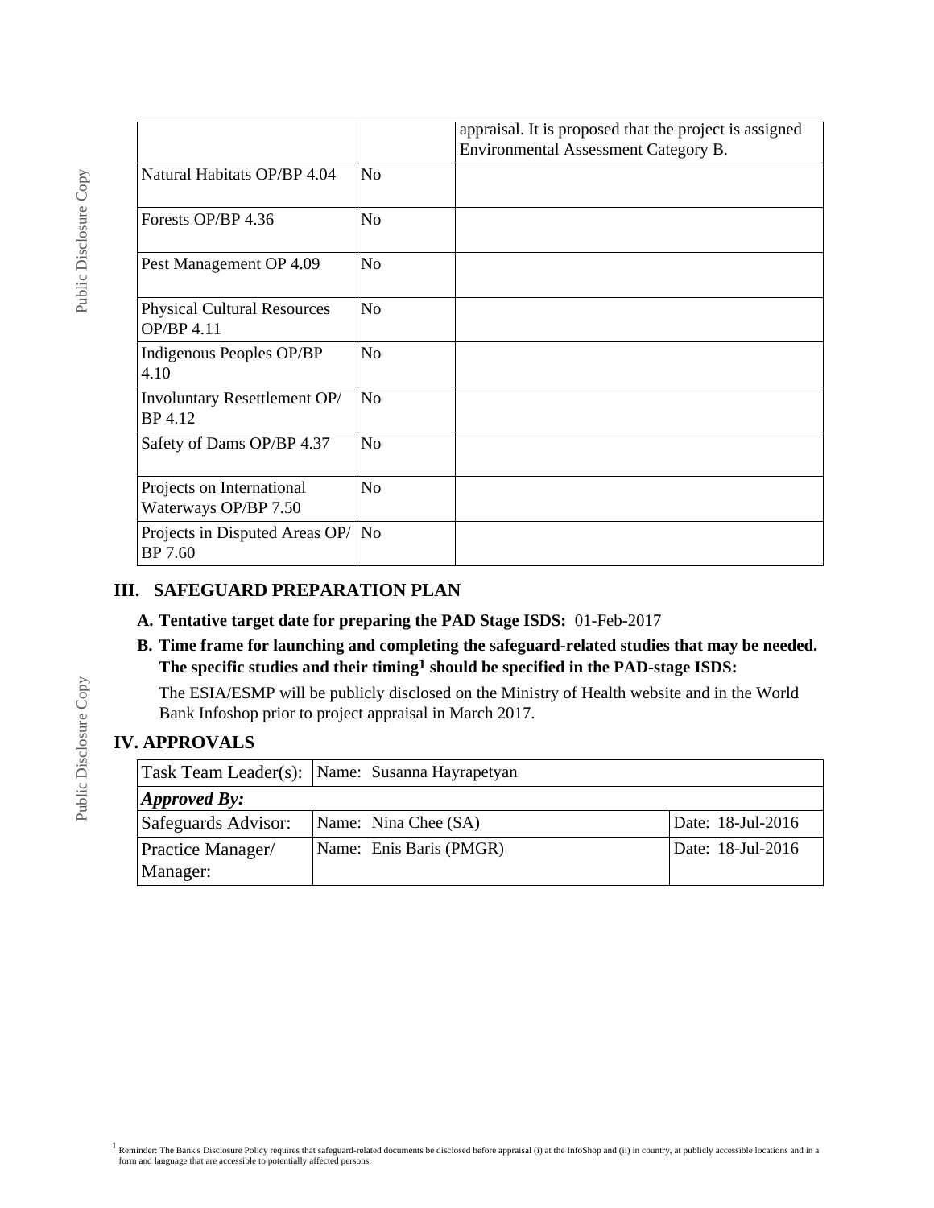| | | |
|---|---|---|
| | | appraisal. It is proposed that the project is assigned Environmental Assessment Category B. |
| Natural Habitats OP/BP 4.04 | No | |
| Forests OP/BP 4.36 | No | |
| Pest Management OP 4.09 | No | |
| Physical Cultural Resources OP/BP 4.11 | No | |
| Indigenous Peoples OP/BP 4.10 | No | |
| Involuntary Resettlement OP/ BP 4.12 | No | |
| Safety of Dams OP/BP 4.37 | No | |
| Projects on International Waterways OP/BP 7.50 | No | |
| Projects in Disputed Areas OP/ BP 7.60 | No | |

## III. SAFEGUARD PREPARATION PLAN

**A. Tentative target date for preparing the PAD Stage ISDS:** 01-Feb-2017

**B. Time frame for launching and completing the safeguard-related studies that may be needed. The specific studies and their timing[1] should be specified in the PAD-stage ISDS:**

The ESIA/ESMP will be publicly disclosed on the Ministry of Health website and in the World Bank Infoshop prior to project appraisal in March 2017.

## IV. APPROVALS

| | | |
|---|---|---|
| Task Team Leader(s): | Name: Susanna Hayrapetyan | |
| ***Approved By:*** | | |
| Safeguards Advisor: | Name: Nina Chee (SA) | Date: 18-Jul-2016 |
| Practice Manager/ Manager: | Name: Enis Baris (PMGR) | Date: 18-Jul-2016 |

[1] Reminder: The Bank's Disclosure Policy requires that safeguard-related documents be disclosed before appraisal (i) at the InfoShop and (ii) in country, at publicly accessible locations and in a form and language that are accessible to potentially affected persons.